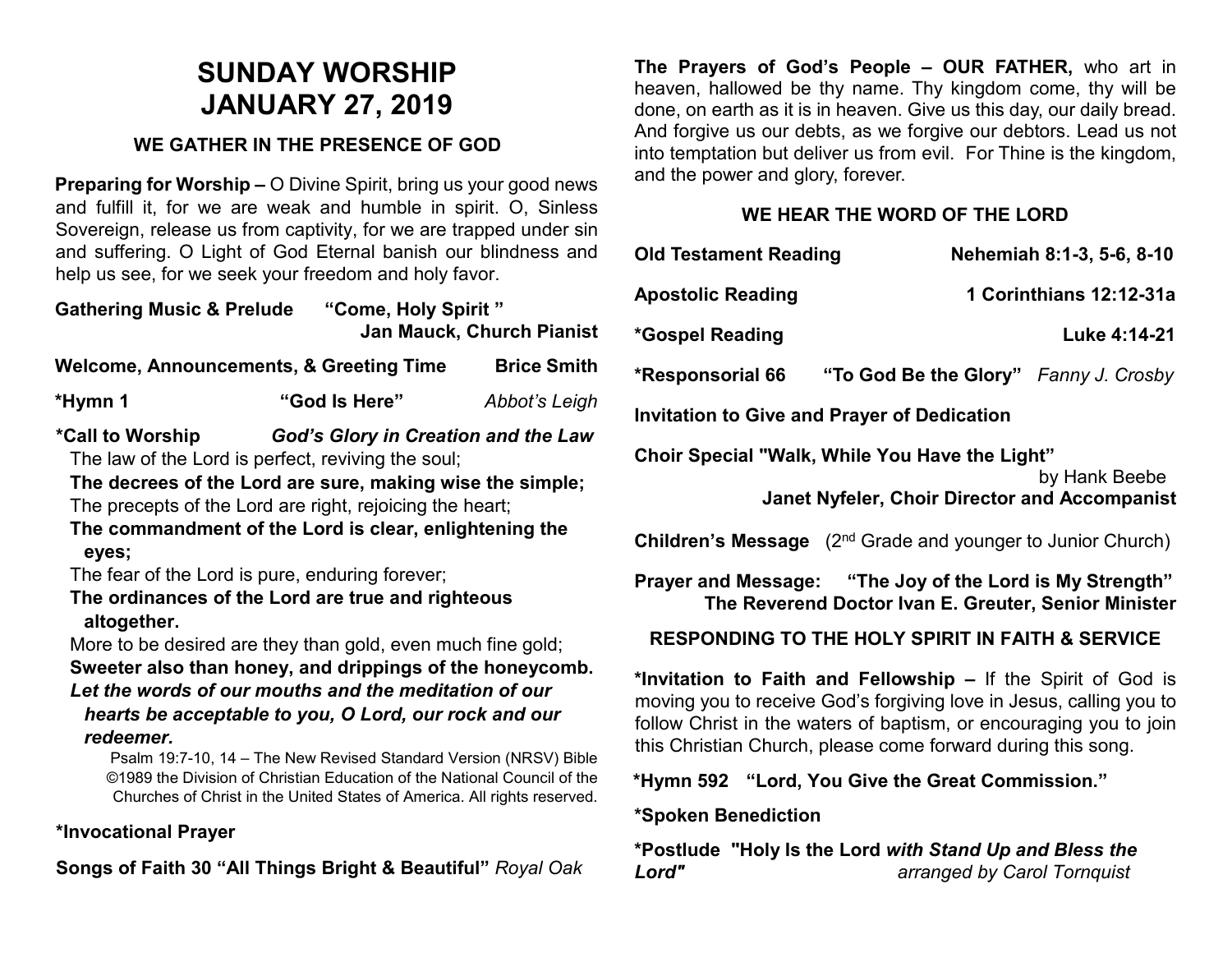# SUNDAY WORSHIP
# JANUARY 27, 2019

### WE GATHER IN THE PRESENCE OF GOD

**Preparing for Worship –** O Divine Spirit, bring us your good news and fulfill it, for we are weak and humble in spirit. O, Sinless Sovereign, release us from captivity, for we are trapped under sin and suffering. O Light of God Eternal banish our blindness and help us see, for we seek your freedom and holy favor.

**Gathering Music & Prelude "Come, Holy Spirit "**
**Jan Mauck, Church Pianist**

**Welcome, Announcements, & Greeting Time Brice Smith**

**\*Hymn 1 "God Is Here"** *Abbot's Leigh*

**\*Call to Worship** ***God's Glory in Creation and the Law***

The law of the Lord is perfect, reviving the soul;
**The decrees of the Lord are sure, making wise the simple;**
The precepts of the Lord are right, rejoicing the heart;
**The commandment of the Lord is clear, enlightening the eyes;**
The fear of the Lord is pure, enduring forever;
**The ordinances of the Lord are true and righteous altogether.**
More to be desired are they than gold, even much fine gold;
**Sweeter also than honey, and drippings of the honeycomb.**
***Let the words of our mouths and the meditation of our hearts be acceptable to you, O Lord, our rock and our redeemer.***

Psalm 19:7-10, 14 – The New Revised Standard Version (NRSV) Bible ©1989 the Division of Christian Education of the National Council of the Churches of Christ in the United States of America. All rights reserved.

**\*Invocational Prayer**

**Songs of Faith 30 "All Things Bright & Beautiful"** *Royal Oak*

**The Prayers of God's People – OUR FATHER,** who art in heaven, hallowed be thy name. Thy kingdom come, thy will be done, on earth as it is in heaven. Give us this day, our daily bread. And forgive us our debts, as we forgive our debtors. Lead us not into temptation but deliver us from evil. For Thine is the kingdom, and the power and glory, forever.

### WE HEAR THE WORD OF THE LORD

**Old Testament Reading Nehemiah 8:1-3, 5-6, 8-10**

**Apostolic Reading 1 Corinthians 12:12-31a**

**\*Gospel Reading Luke 4:14-21**

**\*Responsorial 66 "To God Be the Glory"** *Fanny J. Crosby*

**Invitation to Give and Prayer of Dedication**

**Choir Special "Walk, While You Have the Light"**
by Hank Beebe
**Janet Nyfeler, Choir Director and Accompanist**

**Children's Message** (2nd Grade and younger to Junior Church)

**Prayer and Message: "The Joy of the Lord is My Strength"**
**The Reverend Doctor Ivan E. Greuter, Senior Minister**

### RESPONDING TO THE HOLY SPIRIT IN FAITH & SERVICE

**\*Invitation to Faith and Fellowship –** If the Spirit of God is moving you to receive God's forgiving love in Jesus, calling you to follow Christ in the waters of baptism, or encouraging you to join this Christian Church, please come forward during this song.

**\*Hymn 592 "Lord, You Give the Great Commission."**

**\*Spoken Benediction**

**\*Postlude "Holy Is the Lord** ***with Stand Up and Bless the Lord"*** *arranged by Carol Tornquist*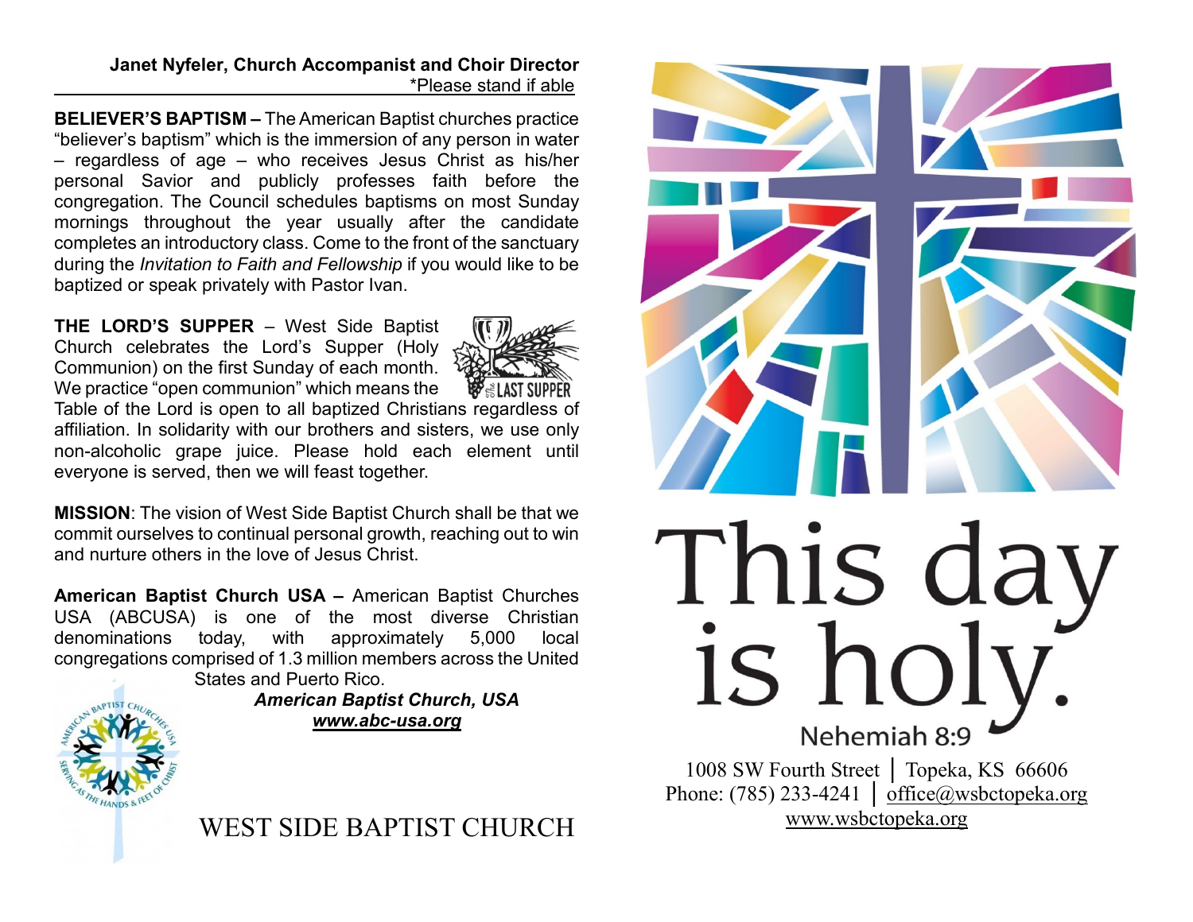**Janet Nyfeler, Church Accompanist and Choir Director**

*Please stand if able

**BELIEVER'S BAPTISM –** The American Baptist churches practice "believer's baptism" which is the immersion of any person in water – regardless of age – who receives Jesus Christ as his/her personal Savior and publicly professes faith before the congregation. The Council schedules baptisms on most Sunday mornings throughout the year usually after the candidate completes an introductory class. Come to the front of the sanctuary during the *Invitation to Faith and Fellowship* if you would like to be baptized or speak privately with Pastor Ivan.

**THE LORD'S SUPPER** – West Side Baptist Church celebrates the Lord's Supper (Holy Communion) on the first Sunday of each month. We practice "open communion" which means the Table of the Lord is open to all baptized Christians regardless of affiliation. In solidarity with our brothers and sisters, we use only non-alcoholic grape juice. Please hold each element until everyone is served, then we will feast together.

**MISSION**: The vision of West Side Baptist Church shall be that we commit ourselves to continual personal growth, reaching out to win and nurture others in the love of Jesus Christ.

**American Baptist Church USA –** American Baptist Churches USA (ABCUSA) is one of the most diverse Christian denominations today, with approximately 5,000 local congregations comprised of 1.3 million members across the United States and Puerto Rico.

***American Baptist Church, USA***
***www.abc-usa.org***

WEST SIDE BAPTIST CHURCH

# This day is holy.

Nehemiah 8:9

1008 SW Fourth Street | Topeka, KS 66606
Phone: (785) 233-4241 | office@wsbctopeka.org
www.wsbctopeka.org